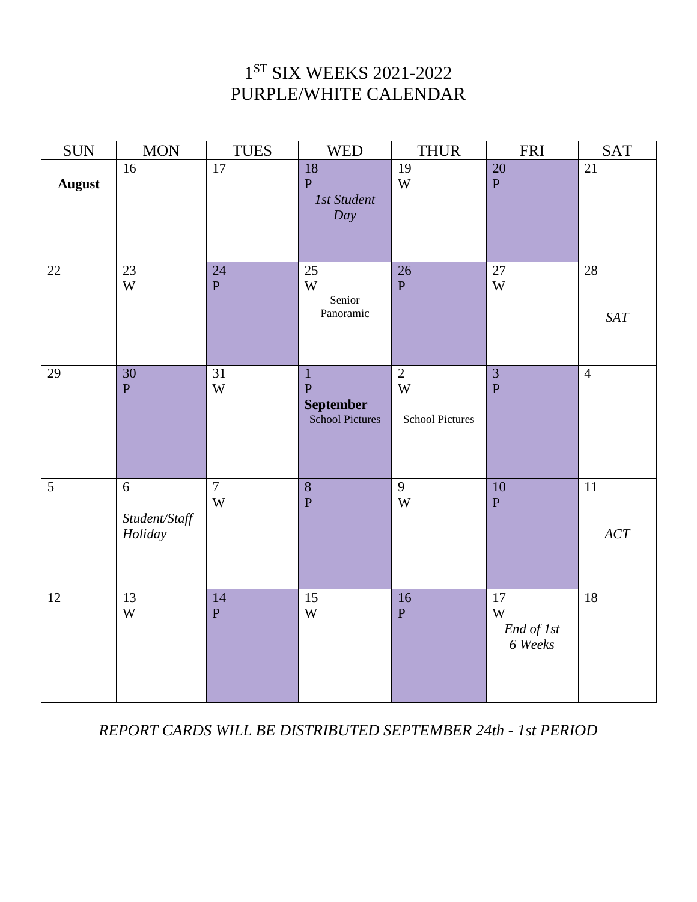# 1ST SIX WEEKS 2021-2022
# PURPLE/WHITE CALENDAR

| SUN | MON | TUES | WED | THUR | FRI | SAT |
|---|---|---|---|---|---|---|
| **August** | 16 | 17 | 18<br>P<br>*1st Student Day* | 19<br>W | 20<br>P | 21 |
| 22 | 23<br>W | 24<br>P | 25<br>W<br>Senior Panoramic | 26<br>P | 27<br>W | 28<br>*SAT* |
| 29 | 30<br>P | 31<br>W | 1<br>P<br>**September**<br>School Pictures | 2<br>W<br>School Pictures | 3<br>P | 4 |
| 5 | 6<br>*Student/Staff Holiday* | 7<br>W | 8<br>P | 9<br>W | 10<br>P | 11<br>*ACT* |
| 12 | 13<br>W | 14<br>P | 15<br>W | 16<br>P | 17<br>W<br>*End of 1st 6 Weeks* | 18 |

*REPORT CARDS WILL BE DISTRIBUTED SEPTEMBER 24th - 1st PERIOD*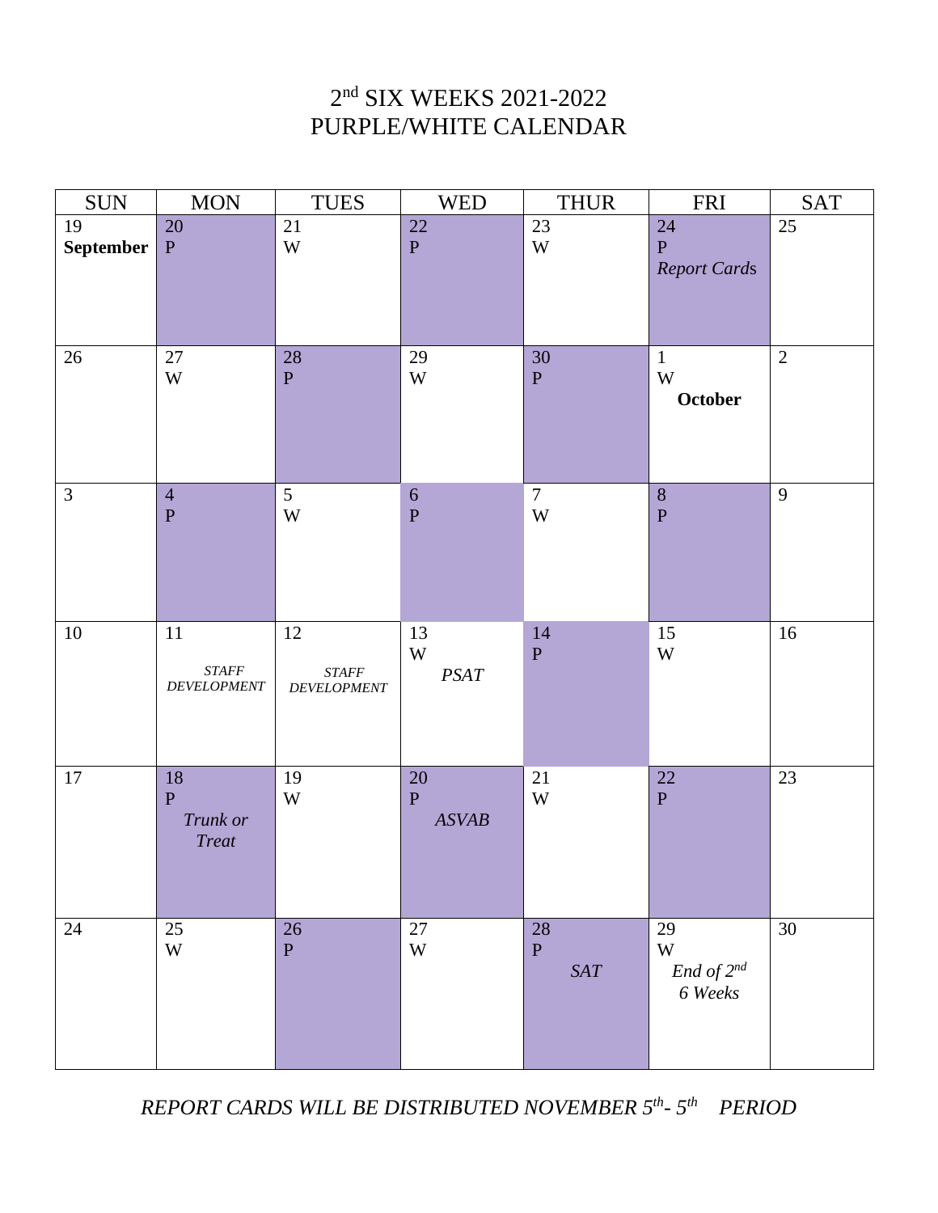# 2nd SIX WEEKS 2021-2022
# PURPLE/WHITE CALENDAR

| SUN | MON | TUES | WED | THUR | FRI | SAT |
|---|---|---|---|---|---|---|
| 19 **September** | 20 P | 21 W | 22 P | 23 W | 24 P *Report Cards* | 25 |
| 26 | 27 W | 28 P | 29 W | 30 P | 1 W **October** | 2 |
| 3 | 4 P | 5 W | 6 P | 7 W | 8 P | 9 |
| 10 | 11 *STAFF DEVELOPMENT* | 12 *STAFF DEVELOPMENT* | 13 W *PSAT* | 14 P | 15 W | 16 |
| 17 | 18 P *Trunk or Treat* | 19 W | 20 P *ASVAB* | 21 W | 22 P | 23 |
| 24 | 25 W | 26 P | 27 W | 28 P *SAT* | 29 W *End of 2nd 6 Weeks* | 30 |

*REPORT CARDS WILL BE DISTRIBUTED NOVEMBER 5th- 5th PERIOD*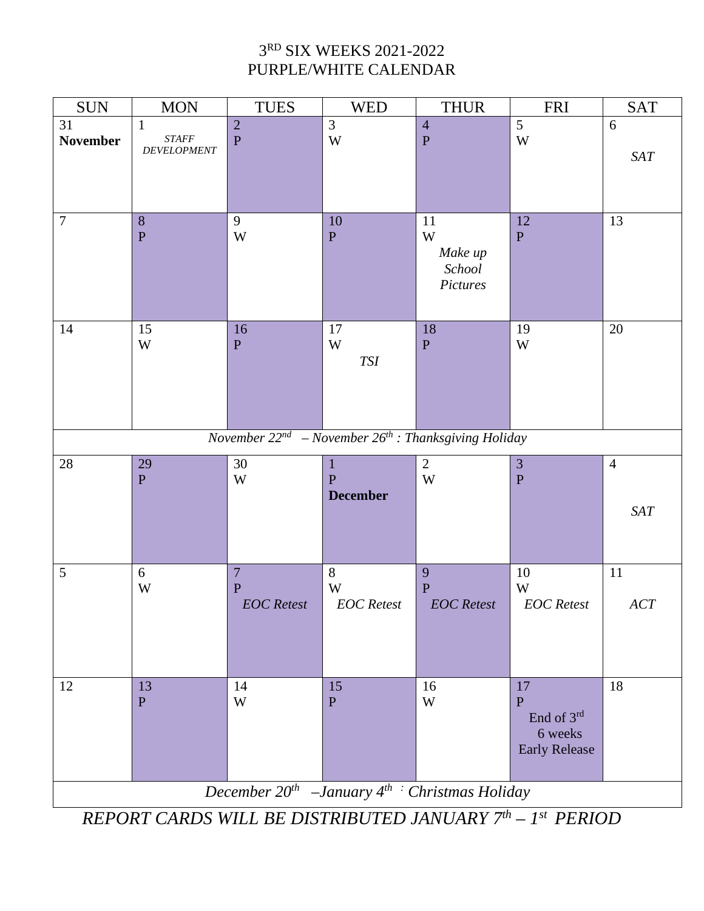# 3RD SIX WEEKS 2021-2022
# PURPLE/WHITE CALENDAR

| SUN | MON | TUES | WED | THUR | FRI | SAT |
|---|---|---|---|---|---|---|
| 31 **November** | 1 *STAFF DEVELOPMENT* | 2 P | 3 W | 4 P | 5 W | 6 *SAT* |
| 7 | 8 P | 9 W | 10 P | 11 W *Make up School Pictures* | 12 P | 13 |
| 14 | 15 W | 16 P | 17 W *TSI* | 18 P | 19 W | 20 |
| *November 22nd – November 26th : Thanksgiving Holiday* | | | | | | |
| 28 | 29 P | 30 W | 1 P **December** | 2 W | 3 P | 4 *SAT* |
| 5 | 6 W | 7 P *EOC Retest* | 8 W *EOC Retest* | 9 P *EOC Retest* | 10 W *EOC Retest* | 11 *ACT* |
| 12 | 13 P | 14 W | 15 P | 16 W | 17 P End of 3rd 6 weeks Early Release | 18 |
| *December 20th – January 4th : Christmas Holiday* | | | | | | |

*REPORT CARDS WILL BE DISTRIBUTED JANUARY 7th – 1st PERIOD*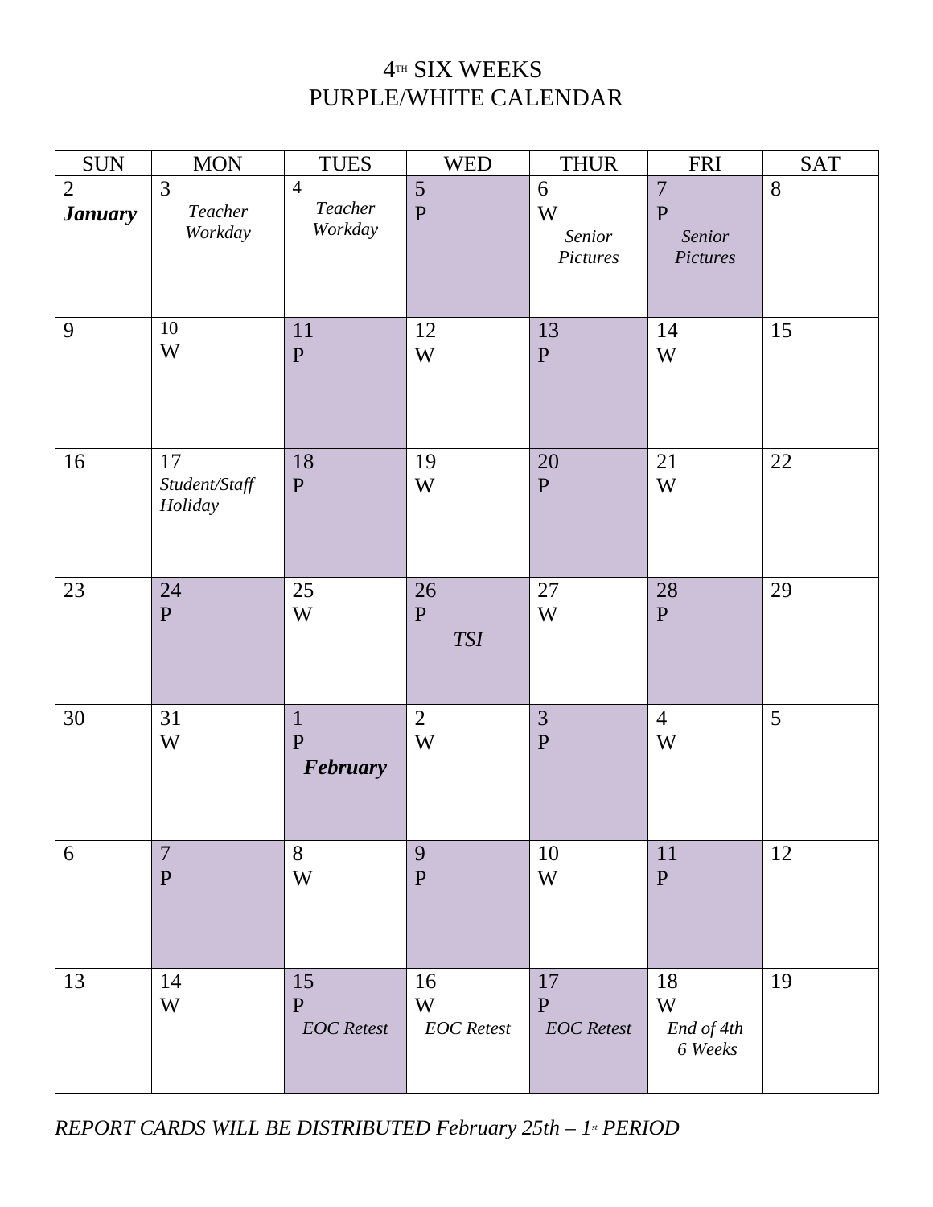# 4TH SIX WEEKS
# PURPLE/WHITE CALENDAR

| SUN | MON | TUES | WED | THUR | FRI | SAT |
|---|---|---|---|---|---|---|
| 2 ***January*** | 3 *Teacher Workday* | 4 *Teacher Workday* | 5 P | 6 W *Senior Pictures* | 7 P *Senior Pictures* | 8 |
| 9 | 10 W | 11 P | 12 W | 13 P | 14 W | 15 |
| 16 | 17 *Student/Staff Holiday* | 18 P | 19 W | 20 P | 21 W | 22 |
| 23 | 24 P | 25 W | 26 P *TSI* | 27 W | 28 P | 29 |
| 30 | 31 W | 1 P ***February*** | 2 W | 3 P | 4 W | 5 |
| 6 | 7 P | 8 W | 9 P | 10 W | 11 P | 12 |
| 13 | 14 W | 15 P *EOC Retest* | 16 W *EOC Retest* | 17 P *EOC Retest* | 18 W *End of 4th 6 Weeks* | 19 |

*REPORT CARDS WILL BE DISTRIBUTED February 25th – 1st PERIOD*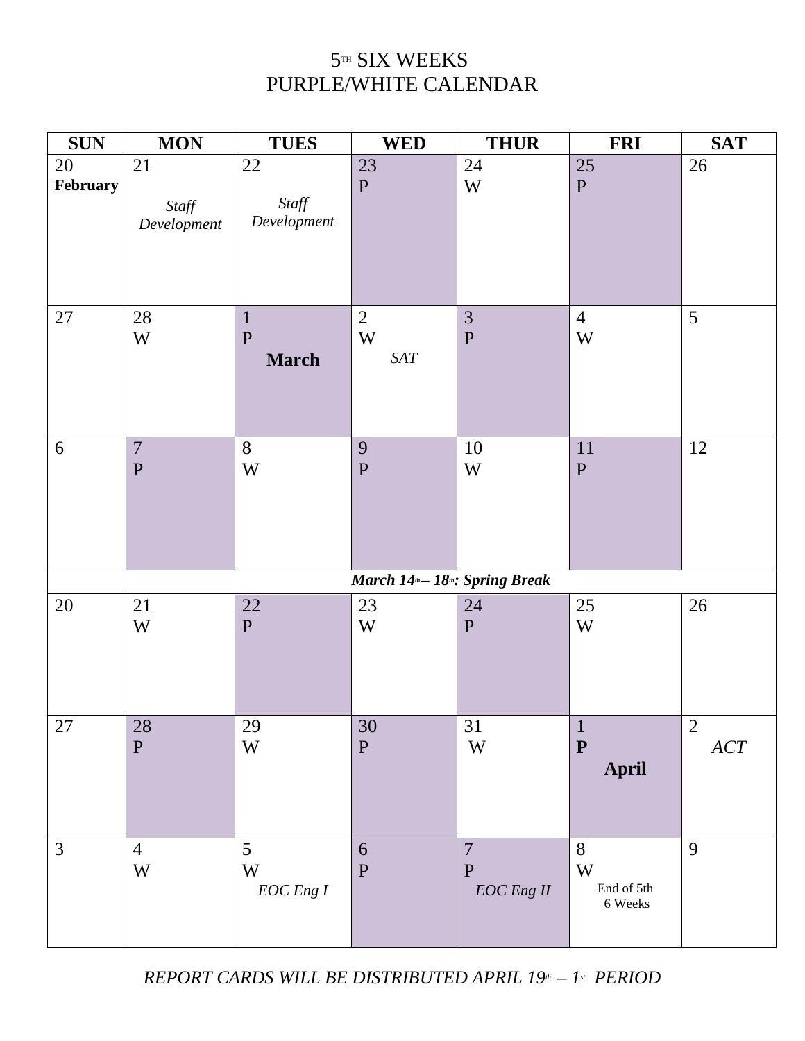# 5TH SIX WEEKS
# PURPLE/WHITE CALENDAR

| SUN | MON | TUES | WED | THUR | FRI | SAT |
|---|---|---|---|---|---|---|
| 20 **February** | 21 *Staff Development* | 22 *Staff Development* | 23 P | 24 W | 25 P | 26 |
| 27 | 28 W | 1 P **March** | 2 W *SAT* | 3 P | 4 W | 5 |
| 6 | 7 P | 8 W | 9 P | 10 W | 11 P | 12 |
| | ***March 14th – 18th: Spring Break*** | | | | | |
| 20 | 21 W | 22 P | 23 W | 24 P | 25 W | 26 |
| 27 | 28 P | 29 W | 30 P | 31 W | 1 **P** **April** | 2 *ACT* |
| 3 | 4 W | 5 W *EOC Eng I* | 6 P | 7 P *EOC Eng II* | 8 W End of 5th 6 Weeks | 9 |

*REPORT CARDS WILL BE DISTRIBUTED APRIL 19th – 1st PERIOD*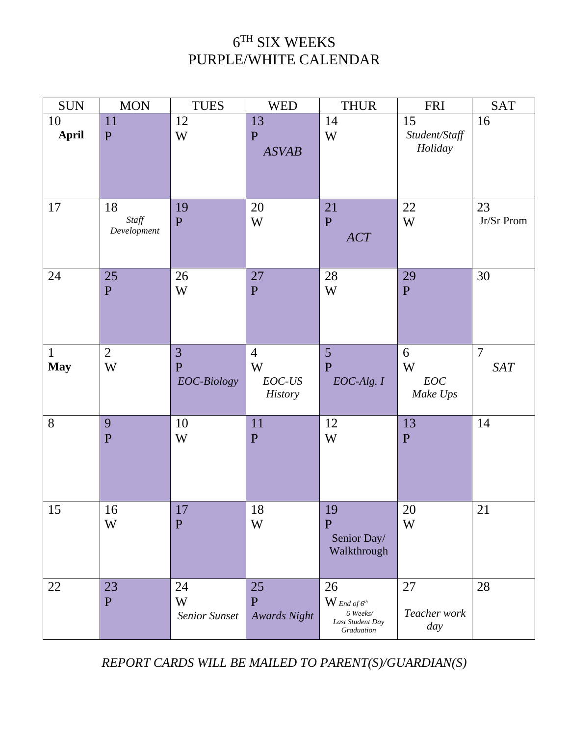# 6[TH] SIX WEEKS
# PURPLE/WHITE CALENDAR

| SUN | MON | TUES | WED | THUR | FRI | SAT |
|---|---|---|---|---|---|---|
| 10 **April** | 11 P | 12 W | 13 P *ASVAB* | 14 W | 15 *Student/Staff Holiday* | 16 |
| 17 | 18 *Staff Development* | 19 P | 20 W | 21 P *ACT* | 22 W | 23 Jr/Sr Prom |
| 24 | 25 P | 26 W | 27 P | 28 W | 29 P | 30 |
| 1 **May** | 2 W | 3 P *EOC-Biology* | 4 W *EOC-US History* | 5 P *EOC-Alg. I* | 6 W *EOC Make Ups* | 7 *SAT* |
| 8 | 9 P | 10 W | 11 P | 12 W | 13 P | 14 |
| 15 | 16 W | 17 P | 18 W | 19 P Senior Day/ Walkthrough | 20 W | 21 |
| 22 | 23 P | 24 W *Senior Sunset* | 25 P *Awards Night* | 26 W *End of 6th 6 Weeks/ Last Student Day Graduation* | 27 *Teacher work day* | 28 |

*REPORT CARDS WILL BE MAILED TO PARENT(S)/GUARDIAN(S)*